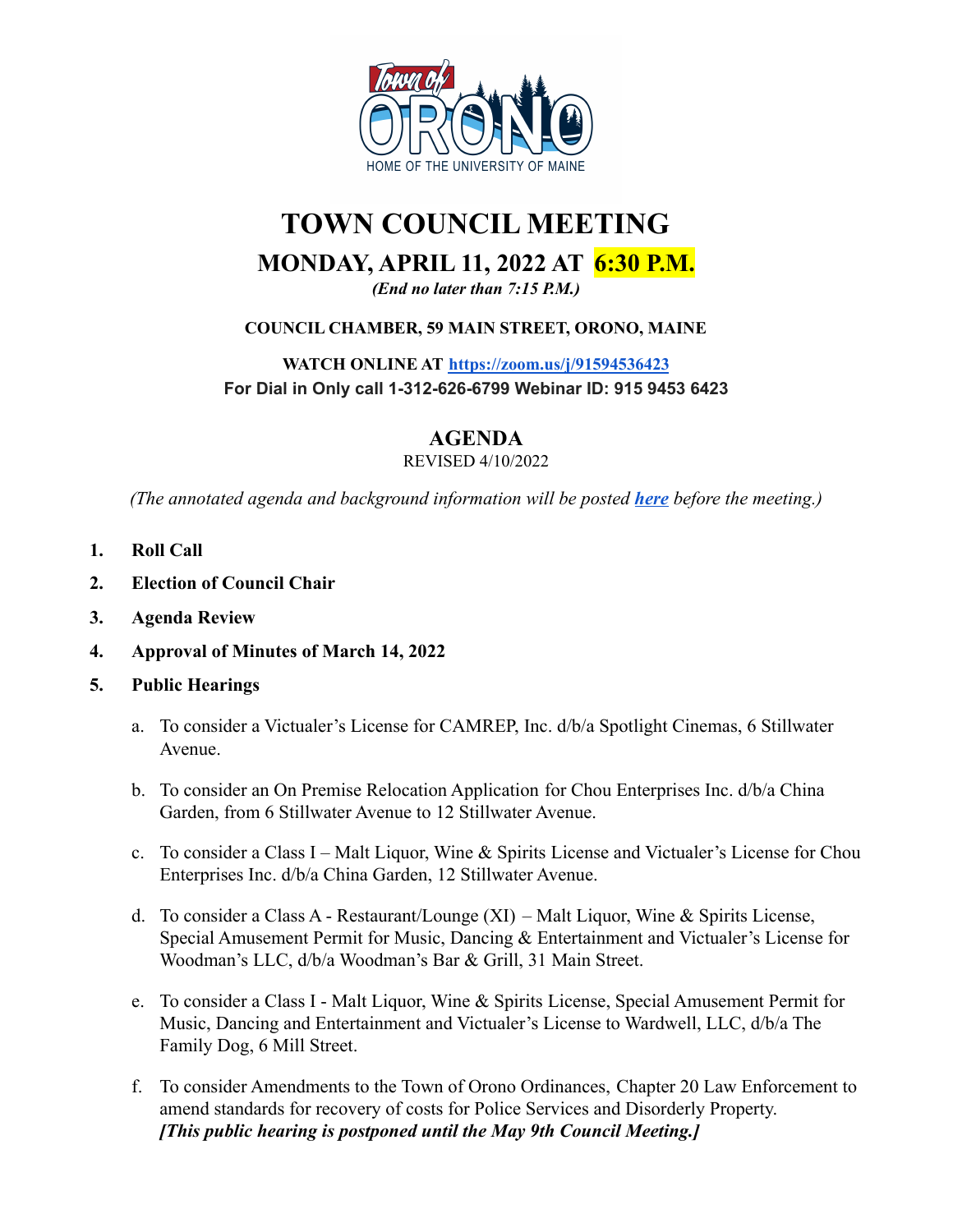# TOWN COUNCIL MEETING

## MONDAY, APRIL 11, 2022 AT 6:30 P.M.

*(End no later than 7:15 P.M.)*

**COUNCIL CHAMBER, 59 MAIN STREET, ORONO, MAINE**

**WATCH ONLINE AT https://zoom.us/j/91594536423**
**For Dial in Only call 1-312-626-6799 Webinar ID: 915 9453 6423**

## AGENDA

REVISED 4/10/2022

*(The annotated agenda and background information will be posted **here** before the meeting.)*

1. **Roll Call**
2. **Election of Council Chair**
3. **Agenda Review**
4. **Approval of Minutes of March 14, 2022**
5. **Public Hearings**

   a. To consider a Victualer's License for CAMREP, Inc. d/b/a Spotlight Cinemas, 6 Stillwater Avenue.

   b. To consider an On Premise Relocation Application for Chou Enterprises Inc. d/b/a China Garden, from 6 Stillwater Avenue to 12 Stillwater Avenue.

   c. To consider a Class I – Malt Liquor, Wine & Spirits License and Victualer's License for Chou Enterprises Inc. d/b/a China Garden, 12 Stillwater Avenue.

   d. To consider a Class A - Restaurant/Lounge (XI) – Malt Liquor, Wine & Spirits License, Special Amusement Permit for Music, Dancing & Entertainment and Victualer's License for Woodman's LLC, d/b/a Woodman's Bar & Grill, 31 Main Street.

   e. To consider a Class I - Malt Liquor, Wine & Spirits License, Special Amusement Permit for Music, Dancing and Entertainment and Victualer's License to Wardwell, LLC, d/b/a The Family Dog, 6 Mill Street.

   f. To consider Amendments to the Town of Orono Ordinances, Chapter 20 Law Enforcement to amend standards for recovery of costs for Police Services and Disorderly Property. ***[This public hearing is postponed until the May 9th Council Meeting.]***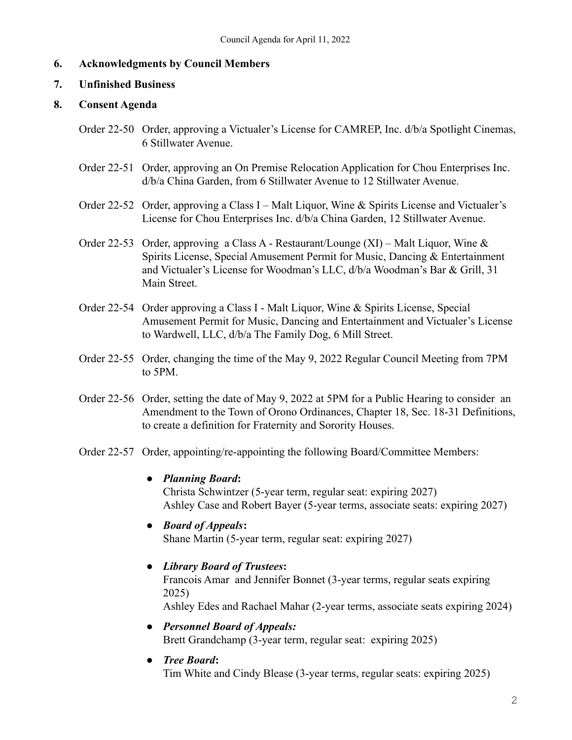**6. Acknowledgments by Council Members**

**7. Unfinished Business**

**8. Consent Agenda**

Order 22-50 Order, approving a Victualer's License for CAMREP, Inc. d/b/a Spotlight Cinemas, 6 Stillwater Avenue.

Order 22-51 Order, approving an On Premise Relocation Application for Chou Enterprises Inc. d/b/a China Garden, from 6 Stillwater Avenue to 12 Stillwater Avenue.

Order 22-52 Order, approving a Class I – Malt Liquor, Wine & Spirits License and Victualer's License for Chou Enterprises Inc. d/b/a China Garden, 12 Stillwater Avenue.

Order 22-53 Order, approving a Class A - Restaurant/Lounge (XI) – Malt Liquor, Wine & Spirits License, Special Amusement Permit for Music, Dancing & Entertainment and Victualer's License for Woodman's LLC, d/b/a Woodman's Bar & Grill, 31 Main Street.

Order 22-54 Order approving a Class I - Malt Liquor, Wine & Spirits License, Special Amusement Permit for Music, Dancing and Entertainment and Victualer's License to Wardwell, LLC, d/b/a The Family Dog, 6 Mill Street.

Order 22-55 Order, changing the time of the May 9, 2022 Regular Council Meeting from 7PM to 5PM.

Order 22-56 Order, setting the date of May 9, 2022 at 5PM for a Public Hearing to consider an Amendment to the Town of Orono Ordinances, Chapter 18, Sec. 18-31 Definitions, to create a definition for Fraternity and Sorority Houses.

Order 22-57 Order, appointing/re-appointing the following Board/Committee Members:

- ***Planning Board*:**
  Christa Schwintzer (5-year term, regular seat: expiring 2027)
  Ashley Case and Robert Bayer (5-year terms, associate seats: expiring 2027)

- ***Board of Appeals*:**
  Shane Martin (5-year term, regular seat: expiring 2027)

- ***Library Board of Trustees*:**
  Francois Amar and Jennifer Bonnet (3-year terms, regular seats expiring 2025)
  Ashley Edes and Rachael Mahar (2-year terms, associate seats expiring 2024)

- ***Personnel Board of Appeals:***
  Brett Grandchamp (3-year term, regular seat: expiring 2025)

- ***Tree Board*:**
  Tim White and Cindy Blease (3-year terms, regular seats: expiring 2025)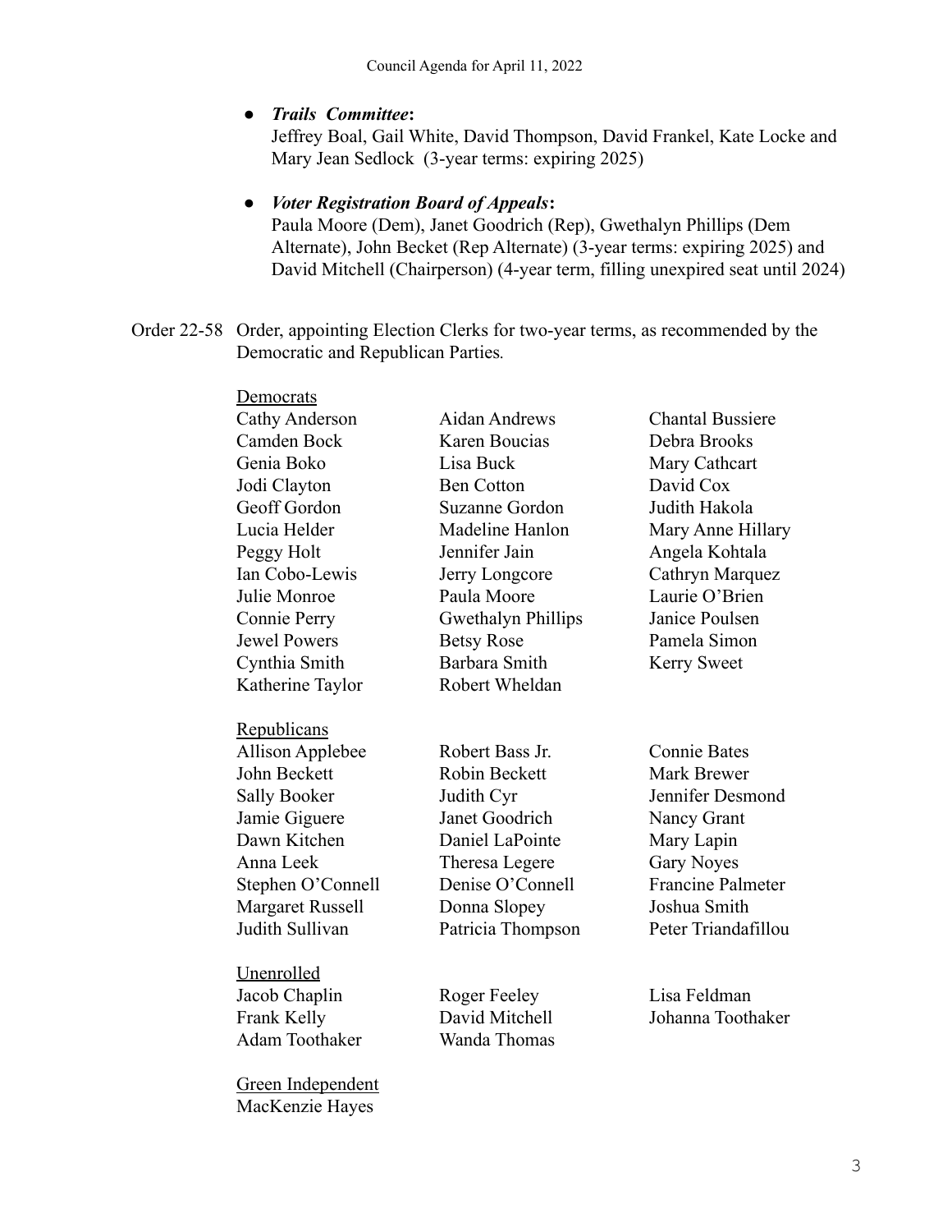- ***Trails Committee*****:**
  Jeffrey Boal, Gail White, David Thompson, David Frankel, Kate Locke and Mary Jean Sedlock (3-year terms: expiring 2025)

- ***Voter Registration Board of Appeals*****:**
  Paula Moore (Dem), Janet Goodrich (Rep), Gwethalyn Phillips (Dem Alternate), John Becket (Rep Alternate) (3-year terms: expiring 2025) and David Mitchell (Chairperson) (4-year term, filling unexpired seat until 2024)

Order 22-58 Order, appointing Election Clerks for two-year terms, as recommended by the Democratic and Republican Parties.

<u>Democrats</u>

| | | |
|---|---|---|
| Cathy Anderson | Aidan Andrews | Chantal Bussiere |
| Camden Bock | Karen Boucias | Debra Brooks |
| Genia Boko | Lisa Buck | Mary Cathcart |
| Jodi Clayton | Ben Cotton | David Cox |
| Geoff Gordon | Suzanne Gordon | Judith Hakola |
| Lucia Helder | Madeline Hanlon | Mary Anne Hillary |
| Peggy Holt | Jennifer Jain | Angela Kohtala |
| Ian Cobo-Lewis | Jerry Longcore | Cathryn Marquez |
| Julie Monroe | Paula Moore | Laurie O'Brien |
| Connie Perry | Gwethalyn Phillips | Janice Poulsen |
| Jewel Powers | Betsy Rose | Pamela Simon |
| Cynthia Smith | Barbara Smith | Kerry Sweet |
| Katherine Taylor | Robert Wheldan | |

<u>Republicans</u>

| | | |
|---|---|---|
| Allison Applebee | Robert Bass Jr. | Connie Bates |
| John Beckett | Robin Beckett | Mark Brewer |
| Sally Booker | Judith Cyr | Jennifer Desmond |
| Jamie Giguere | Janet Goodrich | Nancy Grant |
| Dawn Kitchen | Daniel LaPointe | Mary Lapin |
| Anna Leek | Theresa Legere | Gary Noyes |
| Stephen O'Connell | Denise O'Connell | Francine Palmeter |
| Margaret Russell | Donna Slopey | Joshua Smith |
| Judith Sullivan | Patricia Thompson | Peter Triandafillou |

<u>Unenrolled</u>

| | | |
|---|---|---|
| Jacob Chaplin | Roger Feeley | Lisa Feldman |
| Frank Kelly | David Mitchell | Johanna Toothaker |
| Adam Toothaker | Wanda Thomas | |

<u>Green Independent</u>

MacKenzie Hayes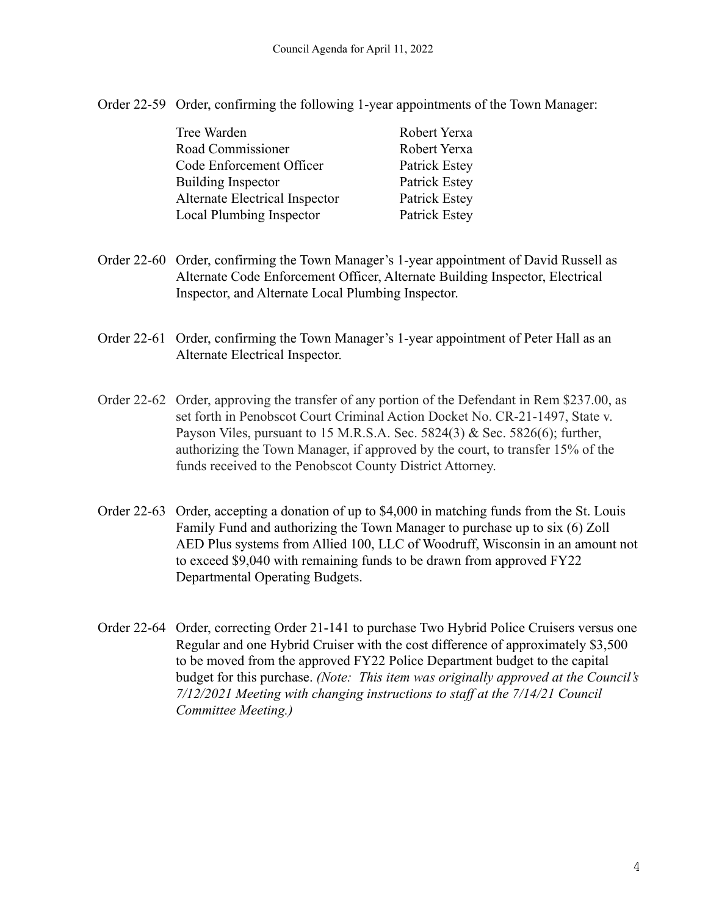Order 22-59 Order, confirming the following 1-year appointments of the Town Manager:

| | |
|---|---|
| Tree Warden | Robert Yerxa |
| Road Commissioner | Robert Yerxa |
| Code Enforcement Officer | Patrick Estey |
| Building Inspector | Patrick Estey |
| Alternate Electrical Inspector | Patrick Estey |
| Local Plumbing Inspector | Patrick Estey |

Order 22-60 Order, confirming the Town Manager's 1-year appointment of David Russell as Alternate Code Enforcement Officer, Alternate Building Inspector, Electrical Inspector, and Alternate Local Plumbing Inspector.

Order 22-61 Order, confirming the Town Manager's 1-year appointment of Peter Hall as an Alternate Electrical Inspector.

Order 22-62 Order, approving the transfer of any portion of the Defendant in Rem $237.00, as set forth in Penobscot Court Criminal Action Docket No. CR-21-1497, State v. Payson Viles, pursuant to 15 M.R.S.A. Sec. 5824(3) & Sec. 5826(6); further, authorizing the Town Manager, if approved by the court, to transfer 15% of the funds received to the Penobscot County District Attorney.

Order 22-63 Order, accepting a donation of up to $4,000 in matching funds from the St. Louis Family Fund and authorizing the Town Manager to purchase up to six (6) Zoll AED Plus systems from Allied 100, LLC of Woodruff, Wisconsin in an amount not to exceed $9,040 with remaining funds to be drawn from approved FY22 Departmental Operating Budgets.

Order 22-64 Order, correcting Order 21-141 to purchase Two Hybrid Police Cruisers versus one Regular and one Hybrid Cruiser with the cost difference of approximately $3,500 to be moved from the approved FY22 Police Department budget to the capital budget for this purchase. *(Note: This item was originally approved at the Council's 7/12/2021 Meeting with changing instructions to staff at the 7/14/21 Council Committee Meeting.)*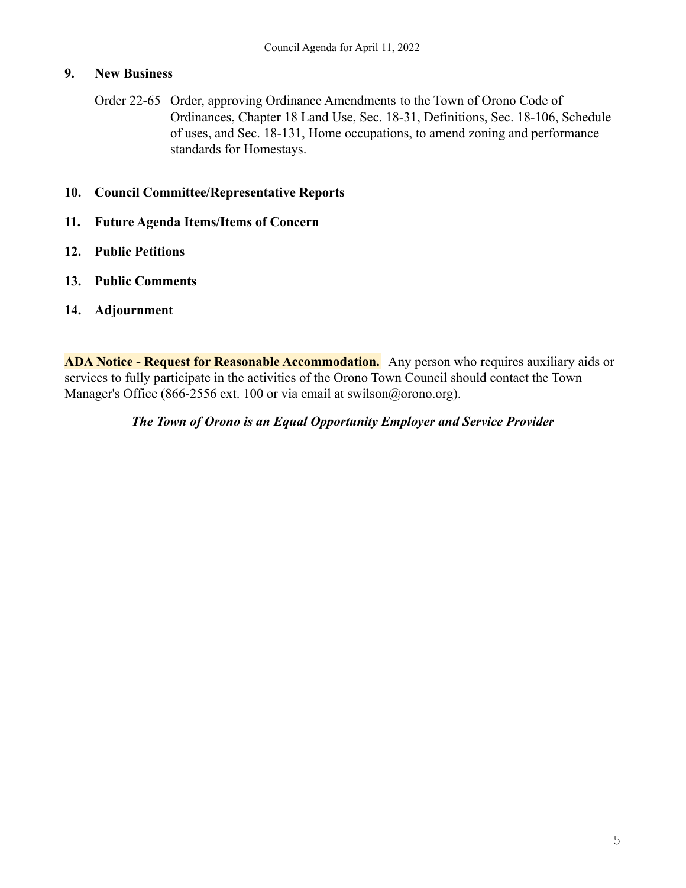**9. New Business**

Order 22-65 Order, approving Ordinance Amendments to the Town of Orono Code of Ordinances, Chapter 18 Land Use, Sec. 18-31, Definitions, Sec. 18-106, Schedule of uses, and Sec. 18-131, Home occupations, to amend zoning and performance standards for Homestays.

**10. Council Committee/Representative Reports**

**11. Future Agenda Items/Items of Concern**

**12. Public Petitions**

**13. Public Comments**

**14. Adjournment**

**ADA Notice - Request for Reasonable Accommodation.** Any person who requires auxiliary aids or services to fully participate in the activities of the Orono Town Council should contact the Town Manager's Office (866-2556 ext. 100 or via email at swilson@orono.org).

***The Town of Orono is an Equal Opportunity Employer and Service Provider***